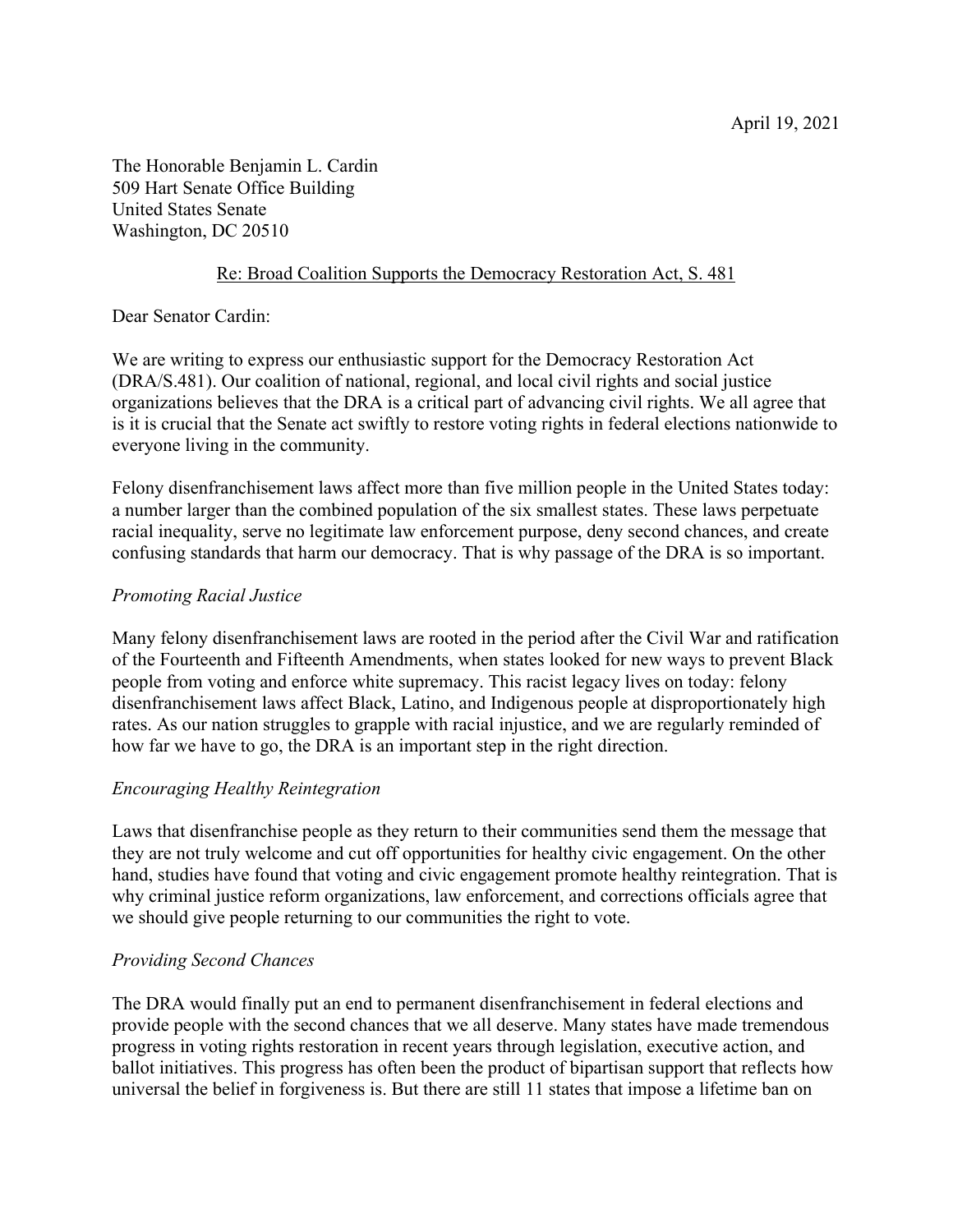April 19, 2021

The Honorable Benjamin L. Cardin
509 Hart Senate Office Building
United States Senate
Washington, DC 20510

Re: Broad Coalition Supports the Democracy Restoration Act, S. 481

Dear Senator Cardin:

We are writing to express our enthusiastic support for the Democracy Restoration Act (DRA/S.481). Our coalition of national, regional, and local civil rights and social justice organizations believes that the DRA is a critical part of advancing civil rights. We all agree that is it is crucial that the Senate act swiftly to restore voting rights in federal elections nationwide to everyone living in the community.

Felony disenfranchisement laws affect more than five million people in the United States today: a number larger than the combined population of the six smallest states. These laws perpetuate racial inequality, serve no legitimate law enforcement purpose, deny second chances, and create confusing standards that harm our democracy. That is why passage of the DRA is so important.

*Promoting Racial Justice*

Many felony disenfranchisement laws are rooted in the period after the Civil War and ratification of the Fourteenth and Fifteenth Amendments, when states looked for new ways to prevent Black people from voting and enforce white supremacy. This racist legacy lives on today: felony disenfranchisement laws affect Black, Latino, and Indigenous people at disproportionately high rates. As our nation struggles to grapple with racial injustice, and we are regularly reminded of how far we have to go, the DRA is an important step in the right direction.

*Encouraging Healthy Reintegration*

Laws that disenfranchise people as they return to their communities send them the message that they are not truly welcome and cut off opportunities for healthy civic engagement. On the other hand, studies have found that voting and civic engagement promote healthy reintegration. That is why criminal justice reform organizations, law enforcement, and corrections officials agree that we should give people returning to our communities the right to vote.

*Providing Second Chances*

The DRA would finally put an end to permanent disenfranchisement in federal elections and provide people with the second chances that we all deserve. Many states have made tremendous progress in voting rights restoration in recent years through legislation, executive action, and ballot initiatives. This progress has often been the product of bipartisan support that reflects how universal the belief in forgiveness is. But there are still 11 states that impose a lifetime ban on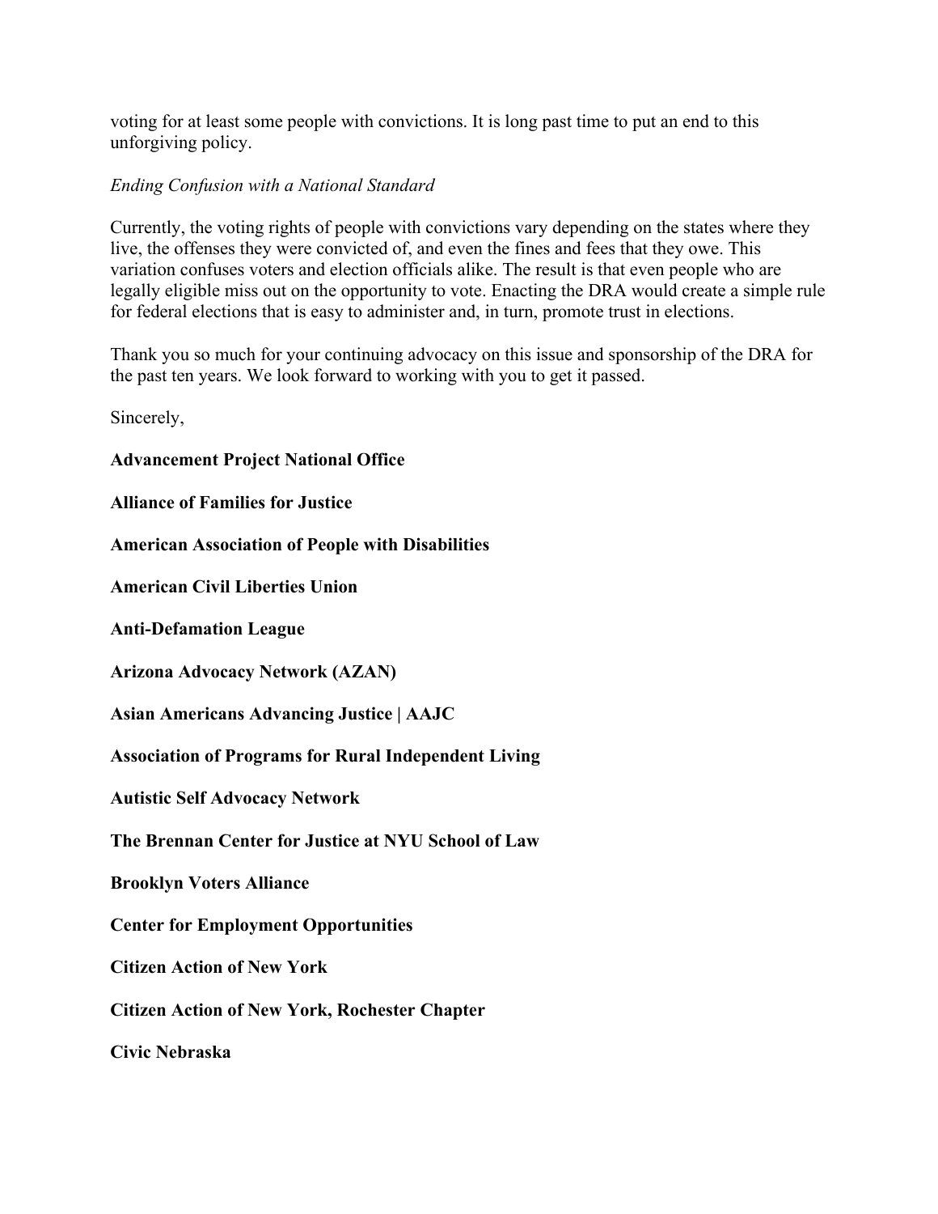voting for at least some people with convictions. It is long past time to put an end to this unforgiving policy.

*Ending Confusion with a National Standard*

Currently, the voting rights of people with convictions vary depending on the states where they live, the offenses they were convicted of, and even the fines and fees that they owe. This variation confuses voters and election officials alike. The result is that even people who are legally eligible miss out on the opportunity to vote. Enacting the DRA would create a simple rule for federal elections that is easy to administer and, in turn, promote trust in elections.

Thank you so much for your continuing advocacy on this issue and sponsorship of the DRA for the past ten years. We look forward to working with you to get it passed.

Sincerely,

**Advancement Project National Office**

**Alliance of Families for Justice**

**American Association of People with Disabilities**

**American Civil Liberties Union**

**Anti-Defamation League**

**Arizona Advocacy Network (AZAN)**

**Asian Americans Advancing Justice | AAJC**

**Association of Programs for Rural Independent Living**

**Autistic Self Advocacy Network**

**The Brennan Center for Justice at NYU School of Law**

**Brooklyn Voters Alliance**

**Center for Employment Opportunities**

**Citizen Action of New York**

**Citizen Action of New York, Rochester Chapter**

**Civic Nebraska**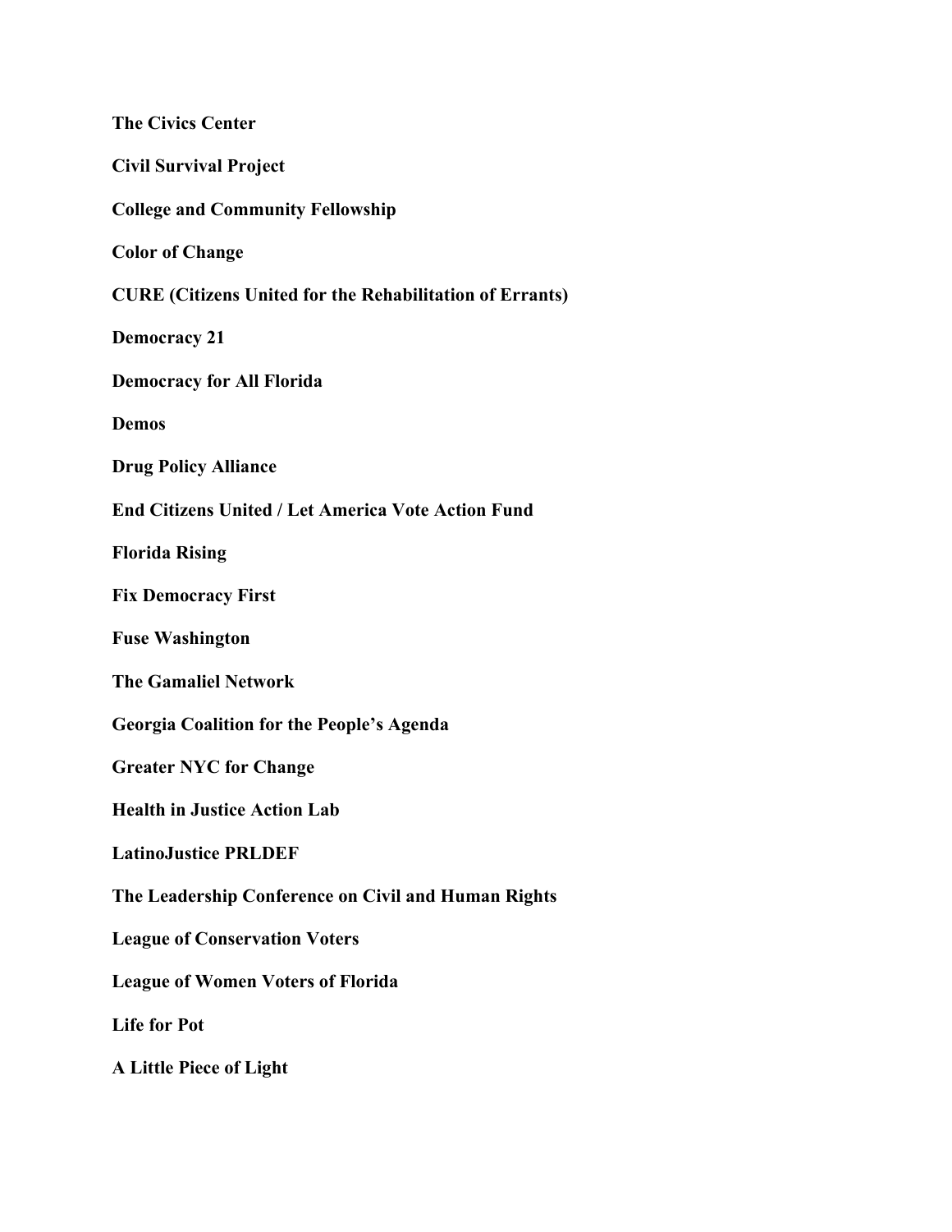**The Civics Center**

**Civil Survival Project**

**College and Community Fellowship**

**Color of Change**

**CURE (Citizens United for the Rehabilitation of Errants)**

**Democracy 21**

**Democracy for All Florida**

**Demos**

**Drug Policy Alliance**

**End Citizens United / Let America Vote Action Fund**

**Florida Rising**

**Fix Democracy First**

**Fuse Washington**

**The Gamaliel Network**

**Georgia Coalition for the People's Agenda**

**Greater NYC for Change**

**Health in Justice Action Lab**

**LatinoJustice PRLDEF**

**The Leadership Conference on Civil and Human Rights**

**League of Conservation Voters**

**League of Women Voters of Florida**

**Life for Pot**

**A Little Piece of Light**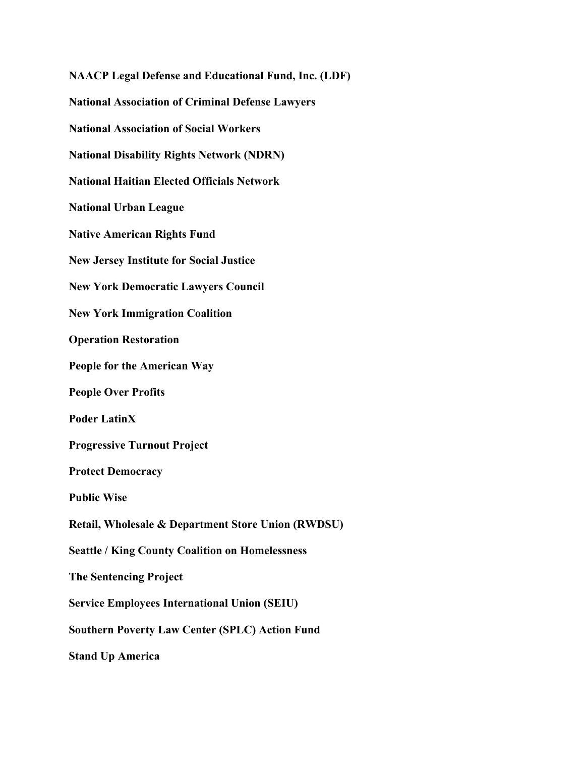**NAACP Legal Defense and Educational Fund, Inc. (LDF)**

**National Association of Criminal Defense Lawyers**

**National Association of Social Workers**

**National Disability Rights Network (NDRN)**

**National Haitian Elected Officials Network**

**National Urban League**

**Native American Rights Fund**

**New Jersey Institute for Social Justice**

**New York Democratic Lawyers Council**

**New York Immigration Coalition**

**Operation Restoration**

**People for the American Way**

**People Over Profits**

**Poder LatinX**

**Progressive Turnout Project**

**Protect Democracy**

**Public Wise**

**Retail, Wholesale & Department Store Union (RWDSU)**

**Seattle / King County Coalition on Homelessness**

**The Sentencing Project**

**Service Employees International Union (SEIU)**

**Southern Poverty Law Center (SPLC) Action Fund**

**Stand Up America**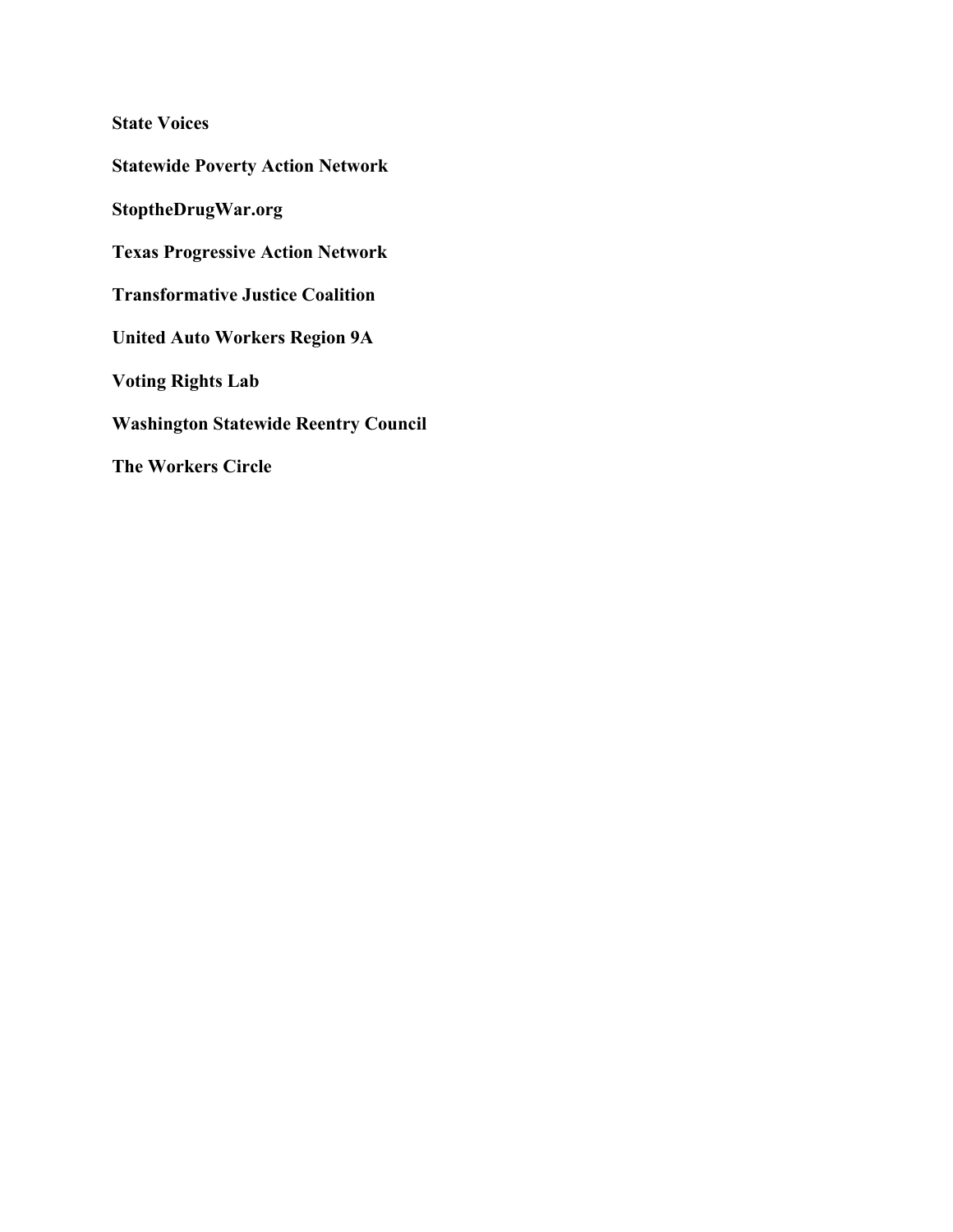**State Voices**

**Statewide Poverty Action Network**

**StoptheDrugWar.org**

**Texas Progressive Action Network**

**Transformative Justice Coalition**

**United Auto Workers Region 9A**

**Voting Rights Lab**

**Washington Statewide Reentry Council**

**The Workers Circle**